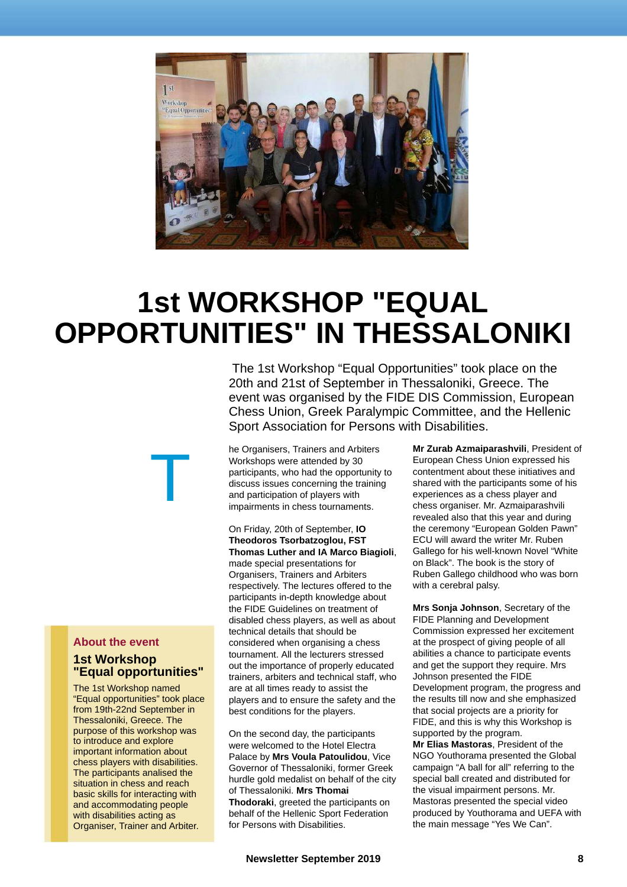# 1st WORKSHOP "EQUAL OPPORTUNITIES" IN THESSALONIKI

The 1st Workshop "Equal Opportunities" took place on the 20th and 21st of September in Thessaloniki, Greece. The event was organised by the FIDE DIS Commission, European Chess Union, Greek Paralympic Committee, and the Hellenic Sport Association for Persons with Disabilities.

The Organisers, Trainers and Arbiters Workshops were attended by 30 participants, who had the opportunity to discuss issues concerning the training and participation of players with impairments in chess tournaments.

On Friday, 20th of September, **IO Theodoros Tsorbatzoglou, FST Thomas Luther and IA Marco Biagioli**, made special presentations for Organisers, Trainers and Arbiters respectively. The lectures offered to the participants in-depth knowledge about the FIDE Guidelines on treatment of disabled chess players, as well as about technical details that should be considered when organising a chess tournament. All the lecturers stressed out the importance of properly educated trainers, arbiters and technical staff, who are at all times ready to assist the players and to ensure the safety and the best conditions for the players.

On the second day, the participants were welcomed to the Hotel Electra Palace by **Mrs Voula Patoulidou**, Vice Governor of Thessaloniki, former Greek hurdle gold medalist on behalf of the city of Thessaloniki. **Mrs Thomai Thodoraki**, greeted the participants on behalf of the Hellenic Sport Federation for Persons with Disabilities.

**Mr Zurab Azmaiparashvili**, President of European Chess Union expressed his contentment about these initiatives and shared with the participants some of his experiences as a chess player and chess organiser. Mr. Azmaiparashvili revealed also that this year and during the ceremony "European Golden Pawn" ECU will award the writer Mr. Ruben Gallego for his well-known Novel "White on Black". The book is the story of Ruben Gallego childhood who was born with a cerebral palsy.

**Mrs Sonja Johnson**, Secretary of the FIDE Planning and Development Commission expressed her excitement at the prospect of giving people of all abilities a chance to participate events and get the support they require. Mrs Johnson presented the FIDE Development program, the progress and the results till now and she emphasized that social projects are a priority for FIDE, and this is why this Workshop is supported by the program.

**Mr Elias Mastoras**, President of the NGO Youthorama presented the Global campaign "A ball for all" referring to the special ball created and distributed for the visual impairment persons. Mr. Mastoras presented the special video produced by Youthorama and UEFA with the main message "Yes We Can".

### About the event

**1st Workshop "Equal opportunities"**

The 1st Workshop named "Equal opportunities" took place from 19th-22nd September in Thessaloniki, Greece. The purpose of this workshop was to introduce and explore important information about chess players with disabilities. The participants analised the situation in chess and reach basic skills for interacting with and accommodating people with disabilities acting as Organiser, Trainer and Arbiter.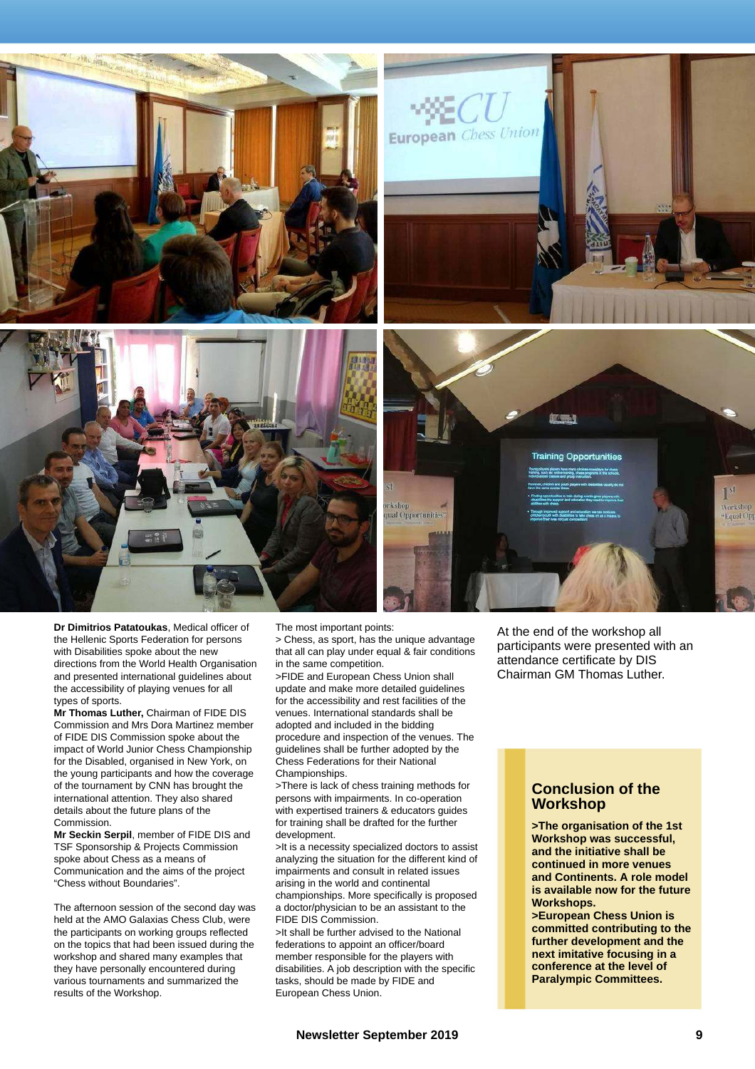**Dr Dimitrios Patatoukas**, Medical officer of the Hellenic Sports Federation for persons with Disabilities spoke about the new directions from the World Health Organisation and presented international guidelines about the accessibility of playing venues for all types of sports.

**Mr Thomas Luther,** Chairman of FIDE DIS Commission and Mrs Dora Martinez member of FIDE DIS Commission spoke about the impact of World Junior Chess Championship for the Disabled, organised in New York, on the young participants and how the coverage of the tournament by CNN has brought the international attention. They also shared details about the future plans of the Commission.

**Mr Seckin Serpil**, member of FIDE DIS and TSF Sponsorship & Projects Commission spoke about Chess as a means of Communication and the aims of the project "Chess without Boundaries".

The afternoon session of the second day was held at the AMO Galaxias Chess Club, were the participants on working groups reflected on the topics that had been issued during the workshop and shared many examples that they have personally encountered during various tournaments and summarized the results of the Workshop.

The most important points:

> Chess, as sport, has the unique advantage that all can play under equal & fair conditions in the same competition.

>FIDE and European Chess Union shall update and make more detailed guidelines for the accessibility and rest facilities of the venues. International standards shall be adopted and included in the bidding procedure and inspection of the venues. The guidelines shall be further adopted by the Chess Federations for their National Championships.

>There is lack of chess training methods for persons with impairments. In co-operation with expertised trainers & educators guides for training shall be drafted for the further development.

>It is a necessity specialized doctors to assist analyzing the situation for the different kind of impairments and consult in related issues arising in the world and continental championships. More specifically is proposed a doctor/physician to be an assistant to the FIDE DIS Commission.

>It shall be further advised to the National federations to appoint an officer/board member responsible for the players with disabilities. A job description with the specific tasks, should be made by FIDE and European Chess Union.

At the end of the workshop all participants were presented with an attendance certificate by DIS Chairman GM Thomas Luther.

## Conclusion of the Workshop

**>The organisation of the 1st Workshop was successful, and the initiative shall be continued in more venues and Continents. A role model is available now for the future Workshops.**

**>European Chess Union is committed contributing to the further development and the next imitative focusing in a conference at the level of Paralympic Committees.**